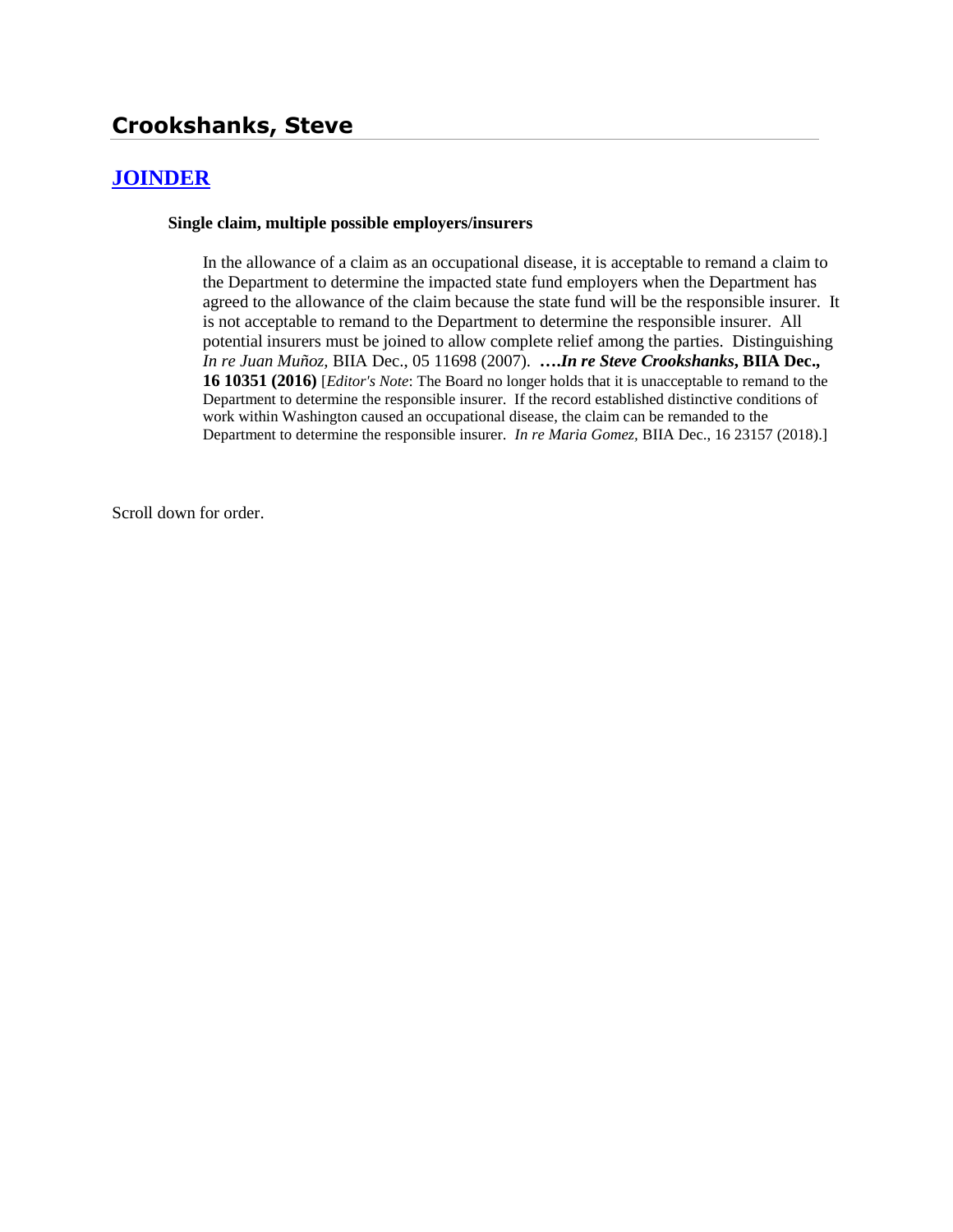# Crookshanks, Steve

## JOINDER

**Single claim, multiple possible employers/insurers**

In the allowance of a claim as an occupational disease, it is acceptable to remand a claim to the Department to determine the impacted state fund employers when the Department has agreed to the allowance of the claim because the state fund will be the responsible insurer. It is not acceptable to remand to the Department to determine the responsible insurer. All potential insurers must be joined to allow complete relief among the parties. Distinguishing *In re Juan Muñoz,* BIIA Dec., 05 11698 (2007). ***….In re Steve Crookshanks*, BIIA Dec., 16 10351 (2016)** [*Editor's Note*: The Board no longer holds that it is unacceptable to remand to the Department to determine the responsible insurer. If the record established distinctive conditions of work within Washington caused an occupational disease, the claim can be remanded to the Department to determine the responsible insurer. *In re Maria Gomez,* BIIA Dec., 16 23157 (2018).]

Scroll down for order.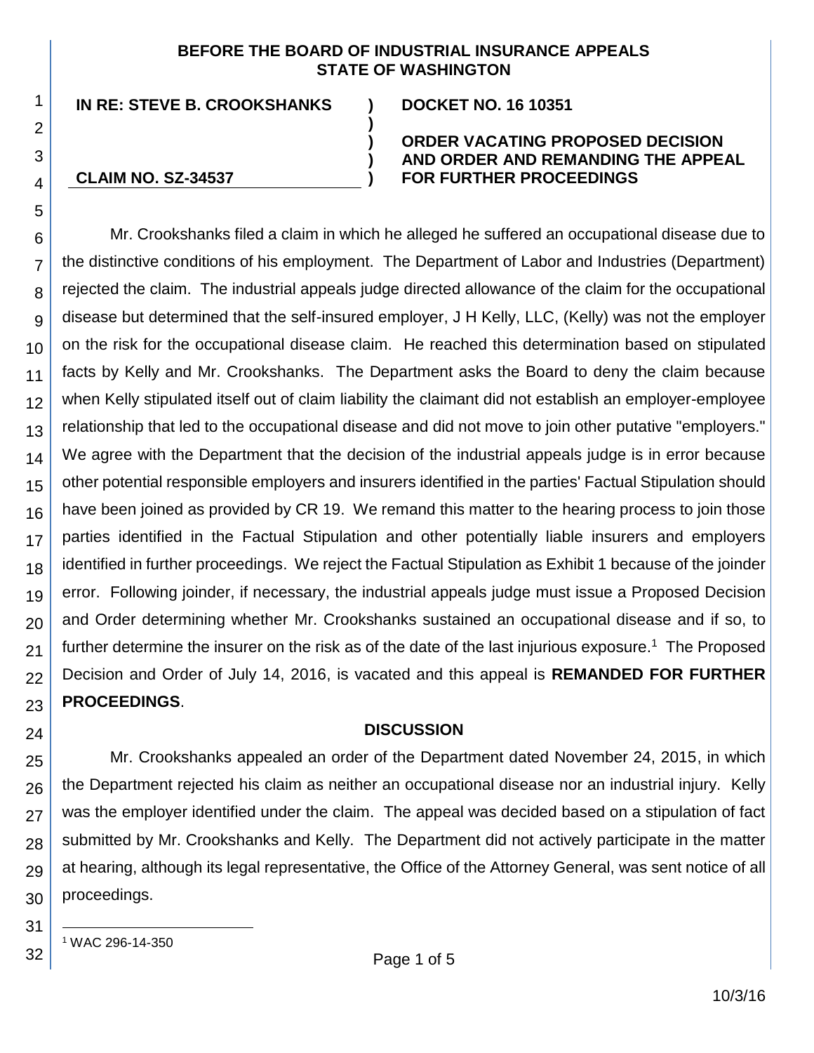**BEFORE THE BOARD OF INDUSTRIAL INSURANCE APPEALS**
**STATE OF WASHINGTON**

| | | |
|---|---|---|
| **IN RE: STEVE B. CROOKSHANKS** | **)** | **DOCKET NO. 16 10351** |
| | **)** | |
| | **)** | **ORDER VACATING PROPOSED DECISION** |
| | **)** | **AND ORDER AND REMANDING THE APPEAL** |
| **CLAIM NO. SZ-34537** | **)** | **FOR FURTHER PROCEEDINGS** |

Mr. Crookshanks filed a claim in which he alleged he suffered an occupational disease due to the distinctive conditions of his employment. The Department of Labor and Industries (Department) rejected the claim. The industrial appeals judge directed allowance of the claim for the occupational disease but determined that the self-insured employer, J H Kelly, LLC, (Kelly) was not the employer on the risk for the occupational disease claim. He reached this determination based on stipulated facts by Kelly and Mr. Crookshanks. The Department asks the Board to deny the claim because when Kelly stipulated itself out of claim liability the claimant did not establish an employer-employee relationship that led to the occupational disease and did not move to join other putative "employers." We agree with the Department that the decision of the industrial appeals judge is in error because other potential responsible employers and insurers identified in the parties' Factual Stipulation should have been joined as provided by CR 19. We remand this matter to the hearing process to join those parties identified in the Factual Stipulation and other potentially liable insurers and employers identified in further proceedings. We reject the Factual Stipulation as Exhibit 1 because of the joinder error. Following joinder, if necessary, the industrial appeals judge must issue a Proposed Decision and Order determining whether Mr. Crookshanks sustained an occupational disease and if so, to further determine the insurer on the risk as of the date of the last injurious exposure.[1] The Proposed Decision and Order of July 14, 2016, is vacated and this appeal is **REMANDED FOR FURTHER PROCEEDINGS**.

## DISCUSSION

Mr. Crookshanks appealed an order of the Department dated November 24, 2015, in which the Department rejected his claim as neither an occupational disease nor an industrial injury. Kelly was the employer identified under the claim. The appeal was decided based on a stipulation of fact submitted by Mr. Crookshanks and Kelly. The Department did not actively participate in the matter at hearing, although its legal representative, the Office of the Attorney General, was sent notice of all proceedings.

[1] WAC 296-14-350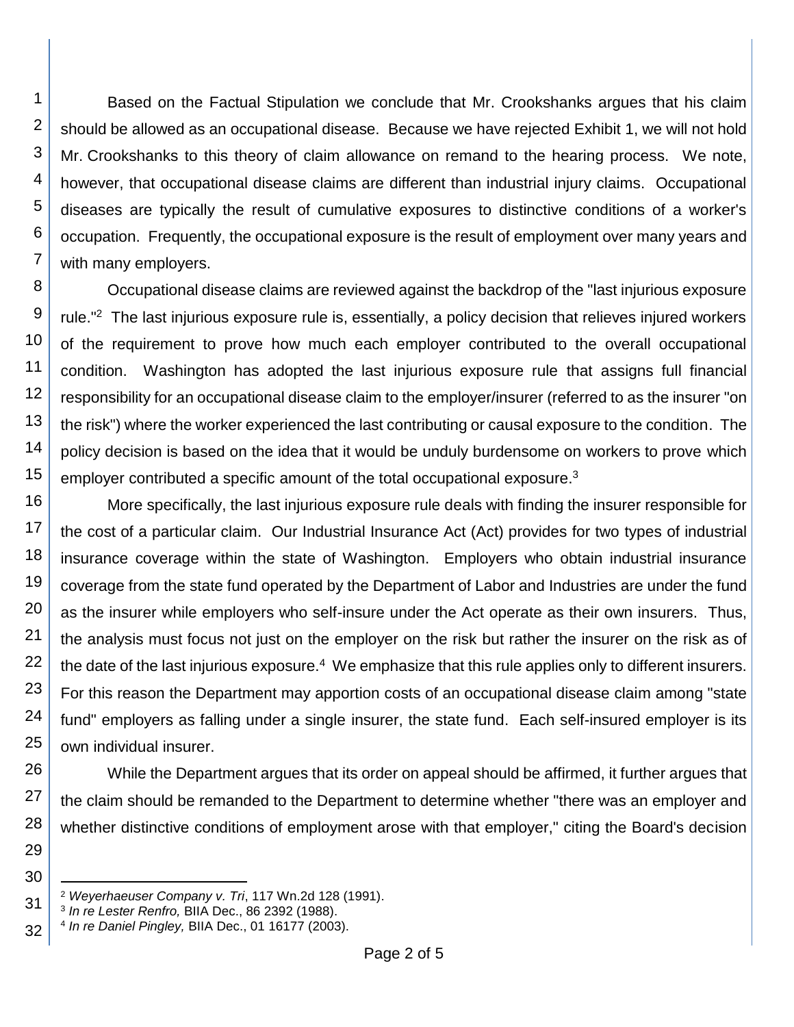Based on the Factual Stipulation we conclude that Mr. Crookshanks argues that his claim should be allowed as an occupational disease. Because we have rejected Exhibit 1, we will not hold Mr. Crookshanks to this theory of claim allowance on remand to the hearing process. We note, however, that occupational disease claims are different than industrial injury claims. Occupational diseases are typically the result of cumulative exposures to distinctive conditions of a worker's occupation. Frequently, the occupational exposure is the result of employment over many years and with many employers.

Occupational disease claims are reviewed against the backdrop of the "last injurious exposure rule."[2] The last injurious exposure rule is, essentially, a policy decision that relieves injured workers of the requirement to prove how much each employer contributed to the overall occupational condition. Washington has adopted the last injurious exposure rule that assigns full financial responsibility for an occupational disease claim to the employer/insurer (referred to as the insurer "on the risk") where the worker experienced the last contributing or causal exposure to the condition. The policy decision is based on the idea that it would be unduly burdensome on workers to prove which employer contributed a specific amount of the total occupational exposure.[3]

More specifically, the last injurious exposure rule deals with finding the insurer responsible for the cost of a particular claim. Our Industrial Insurance Act (Act) provides for two types of industrial insurance coverage within the state of Washington. Employers who obtain industrial insurance coverage from the state fund operated by the Department of Labor and Industries are under the fund as the insurer while employers who self-insure under the Act operate as their own insurers. Thus, the analysis must focus not just on the employer on the risk but rather the insurer on the risk as of the date of the last injurious exposure.[4] We emphasize that this rule applies only to different insurers. For this reason the Department may apportion costs of an occupational disease claim among "state fund" employers as falling under a single insurer, the state fund. Each self-insured employer is its own individual insurer.

While the Department argues that its order on appeal should be affirmed, it further argues that the claim should be remanded to the Department to determine whether "there was an employer and whether distinctive conditions of employment arose with that employer," citing the Board's decision

---

[2] *Weyerhaeuser Company v. Tri*, 117 Wn.2d 128 (1991).

[3] *In re Lester Renfro,* BIIA Dec., 86 2392 (1988).

[4] *In re Daniel Pingley,* BIIA Dec., 01 16177 (2003).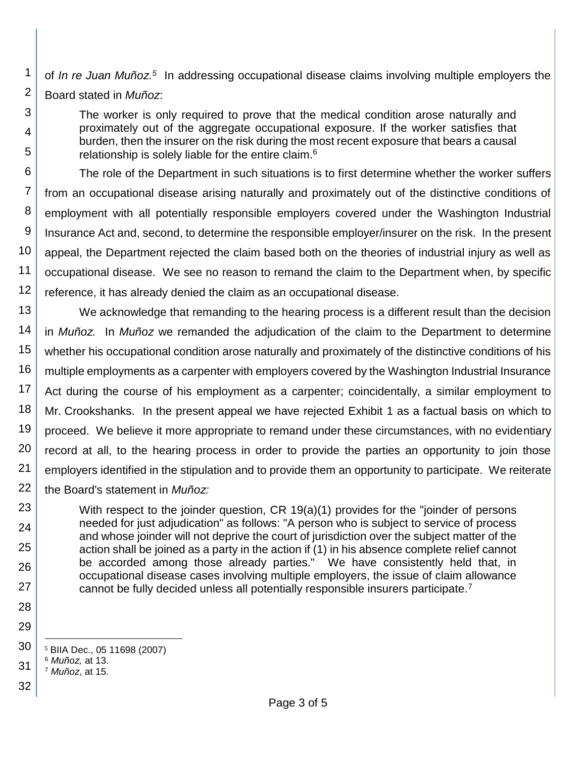of *In re Juan Muñoz.*[5] In addressing occupational disease claims involving multiple employers the Board stated in *Muñoz*:

> The worker is only required to prove that the medical condition arose naturally and proximately out of the aggregate occupational exposure. If the worker satisfies that burden, then the insurer on the risk during the most recent exposure that bears a causal relationship is solely liable for the entire claim.[6]

The role of the Department in such situations is to first determine whether the worker suffers from an occupational disease arising naturally and proximately out of the distinctive conditions of employment with all potentially responsible employers covered under the Washington Industrial Insurance Act and, second, to determine the responsible employer/insurer on the risk. In the present appeal, the Department rejected the claim based both on the theories of industrial injury as well as occupational disease. We see no reason to remand the claim to the Department when, by specific reference, it has already denied the claim as an occupational disease.

We acknowledge that remanding to the hearing process is a different result than the decision in *Muñoz.* In *Muñoz* we remanded the adjudication of the claim to the Department to determine whether his occupational condition arose naturally and proximately of the distinctive conditions of his multiple employments as a carpenter with employers covered by the Washington Industrial Insurance Act during the course of his employment as a carpenter; coincidentally, a similar employment to Mr. Crookshanks. In the present appeal we have rejected Exhibit 1 as a factual basis on which to proceed. We believe it more appropriate to remand under these circumstances, with no evidentiary record at all, to the hearing process in order to provide the parties an opportunity to join those employers identified in the stipulation and to provide them an opportunity to participate. We reiterate the Board's statement in *Muñoz:*

> With respect to the joinder question, CR 19(a)(1) provides for the "joinder of persons needed for just adjudication" as follows: "A person who is subject to service of process and whose joinder will not deprive the court of jurisdiction over the subject matter of the action shall be joined as a party in the action if (1) in his absence complete relief cannot be accorded among those already parties." We have consistently held that, in occupational disease cases involving multiple employers, the issue of claim allowance cannot be fully decided unless all potentially responsible insurers participate.[7]

---

[5] BIIA Dec., 05 11698 (2007)

[6] *Muñoz,* at 13.

[7] *Muñoz*, at 15.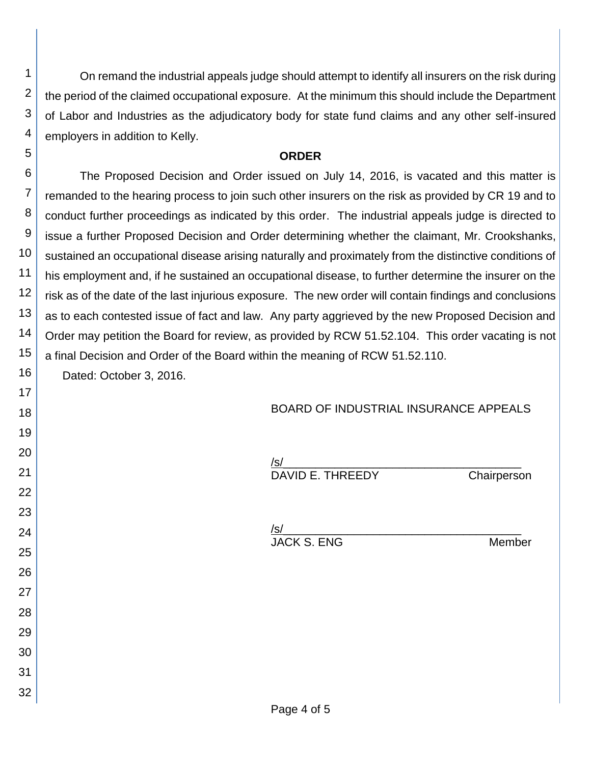On remand the industrial appeals judge should attempt to identify all insurers on the risk during the period of the claimed occupational exposure. At the minimum this should include the Department of Labor and Industries as the adjudicatory body for state fund claims and any other self-insured employers in addition to Kelly.

## ORDER

The Proposed Decision and Order issued on July 14, 2016, is vacated and this matter is remanded to the hearing process to join such other insurers on the risk as provided by CR 19 and to conduct further proceedings as indicated by this order. The industrial appeals judge is directed to issue a further Proposed Decision and Order determining whether the claimant, Mr. Crookshanks, sustained an occupational disease arising naturally and proximately from the distinctive conditions of his employment and, if he sustained an occupational disease, to further determine the insurer on the risk as of the date of the last injurious exposure. The new order will contain findings and conclusions as to each contested issue of fact and law. Any party aggrieved by the new Proposed Decision and Order may petition the Board for review, as provided by RCW 51.52.104. This order vacating is not a final Decision and Order of the Board within the meaning of RCW 51.52.110.

Dated: October 3, 2016.

BOARD OF INDUSTRIAL INSURANCE APPEALS

/s/
DAVID E. THREEDY Chairperson

/s/
JACK S. ENG Member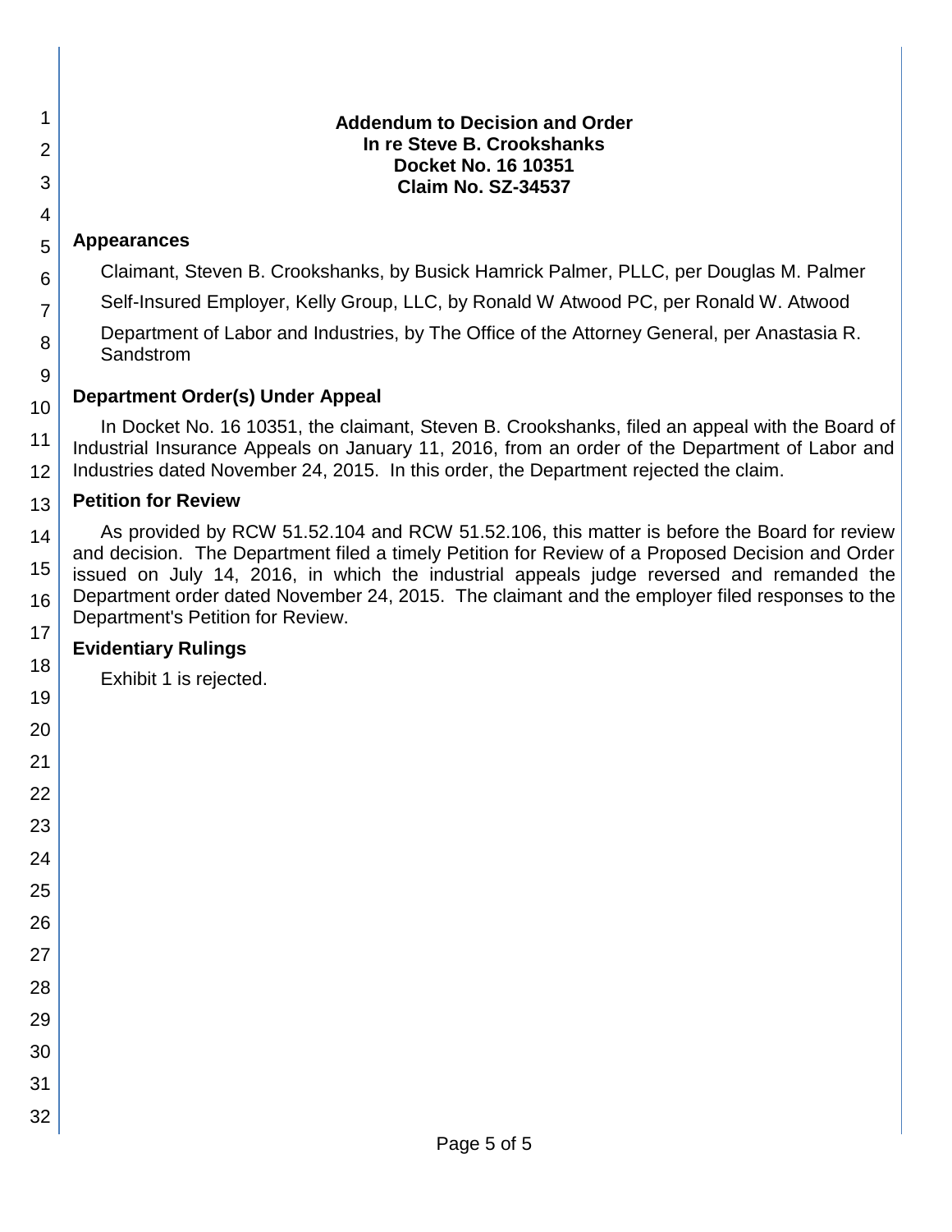**Addendum to Decision and Order**
**In re Steve B. Crookshanks**
**Docket No. 16 10351**
**Claim No. SZ-34537**

## Appearances

Claimant, Steven B. Crookshanks, by Busick Hamrick Palmer, PLLC, per Douglas M. Palmer

Self-Insured Employer, Kelly Group, LLC, by Ronald W Atwood PC, per Ronald W. Atwood

Department of Labor and Industries, by The Office of the Attorney General, per Anastasia R. Sandstrom

## Department Order(s) Under Appeal

In Docket No. 16 10351, the claimant, Steven B. Crookshanks, filed an appeal with the Board of Industrial Insurance Appeals on January 11, 2016, from an order of the Department of Labor and Industries dated November 24, 2015. In this order, the Department rejected the claim.

## Petition for Review

As provided by RCW 51.52.104 and RCW 51.52.106, this matter is before the Board for review and decision. The Department filed a timely Petition for Review of a Proposed Decision and Order issued on July 14, 2016, in which the industrial appeals judge reversed and remanded the Department order dated November 24, 2015. The claimant and the employer filed responses to the Department's Petition for Review.

## Evidentiary Rulings

Exhibit 1 is rejected.